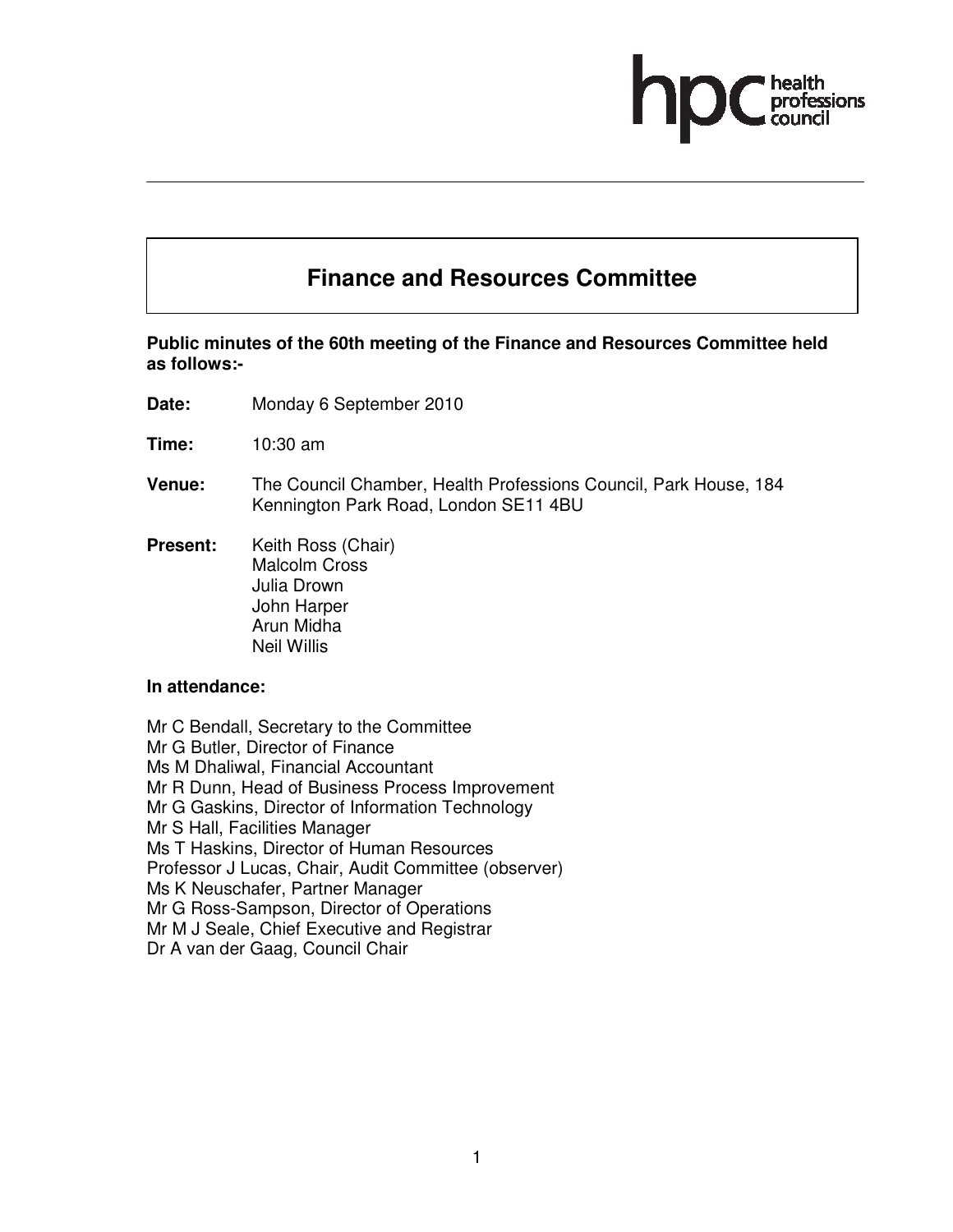hpc health professions council

# Finance and Resources Committee

**Public minutes of the 60th meeting of the Finance and Resources Committee held as follows:-**

**Date:** Monday 6 September 2010

**Time:** 10:30 am

**Venue:** The Council Chamber, Health Professions Council, Park House, 184 Kennington Park Road, London SE11 4BU

**Present:** Keith Ross (Chair)
Malcolm Cross
Julia Drown
John Harper
Arun Midha
Neil Willis

**In attendance:**

Mr C Bendall, Secretary to the Committee
Mr G Butler, Director of Finance
Ms M Dhaliwal, Financial Accountant
Mr R Dunn, Head of Business Process Improvement
Mr G Gaskins, Director of Information Technology
Mr S Hall, Facilities Manager
Ms T Haskins, Director of Human Resources
Professor J Lucas, Chair, Audit Committee (observer)
Ms K Neuschafer, Partner Manager
Mr G Ross-Sampson, Director of Operations
Mr M J Seale, Chief Executive and Registrar
Dr A van der Gaag, Council Chair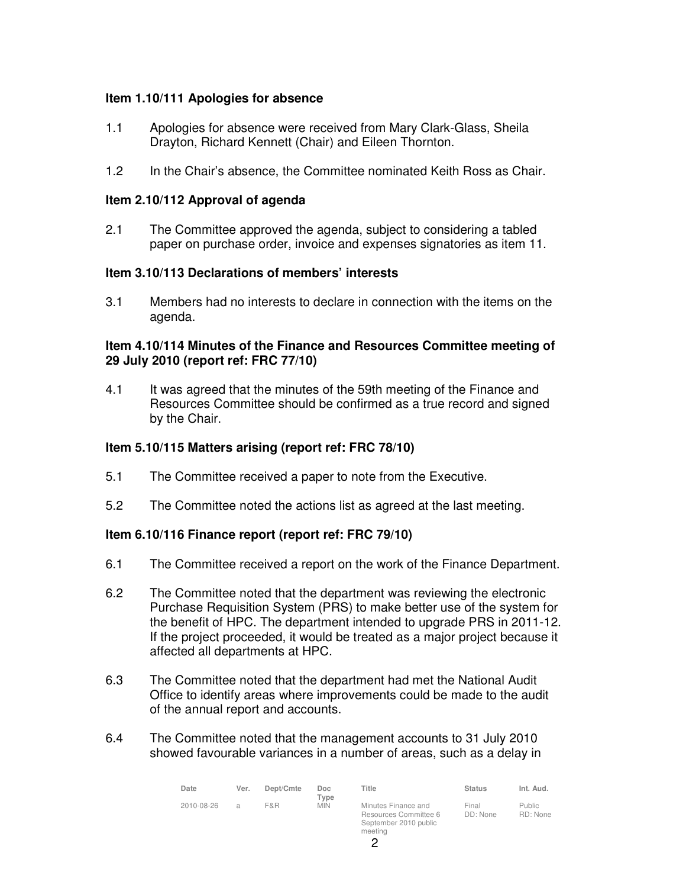**Item 1.10/111 Apologies for absence**

1.1 Apologies for absence were received from Mary Clark-Glass, Sheila Drayton, Richard Kennett (Chair) and Eileen Thornton.

1.2 In the Chair's absence, the Committee nominated Keith Ross as Chair.

**Item 2.10/112 Approval of agenda**

2.1 The Committee approved the agenda, subject to considering a tabled paper on purchase order, invoice and expenses signatories as item 11.

**Item 3.10/113 Declarations of members' interests**

3.1 Members had no interests to declare in connection with the items on the agenda.

**Item 4.10/114 Minutes of the Finance and Resources Committee meeting of 29 July 2010 (report ref: FRC 77/10)**

4.1 It was agreed that the minutes of the 59th meeting of the Finance and Resources Committee should be confirmed as a true record and signed by the Chair.

**Item 5.10/115 Matters arising (report ref: FRC 78/10)**

5.1 The Committee received a paper to note from the Executive.

5.2 The Committee noted the actions list as agreed at the last meeting.

**Item 6.10/116 Finance report (report ref: FRC 79/10)**

6.1 The Committee received a report on the work of the Finance Department.

6.2 The Committee noted that the department was reviewing the electronic Purchase Requisition System (PRS) to make better use of the system for the benefit of HPC. The department intended to upgrade PRS in 2011-12. If the project proceeded, it would be treated as a major project because it affected all departments at HPC.

6.3 The Committee noted that the department had met the National Audit Office to identify areas where improvements could be made to the audit of the annual report and accounts.

6.4 The Committee noted that the management accounts to 31 July 2010 showed favourable variances in a number of areas, such as a delay in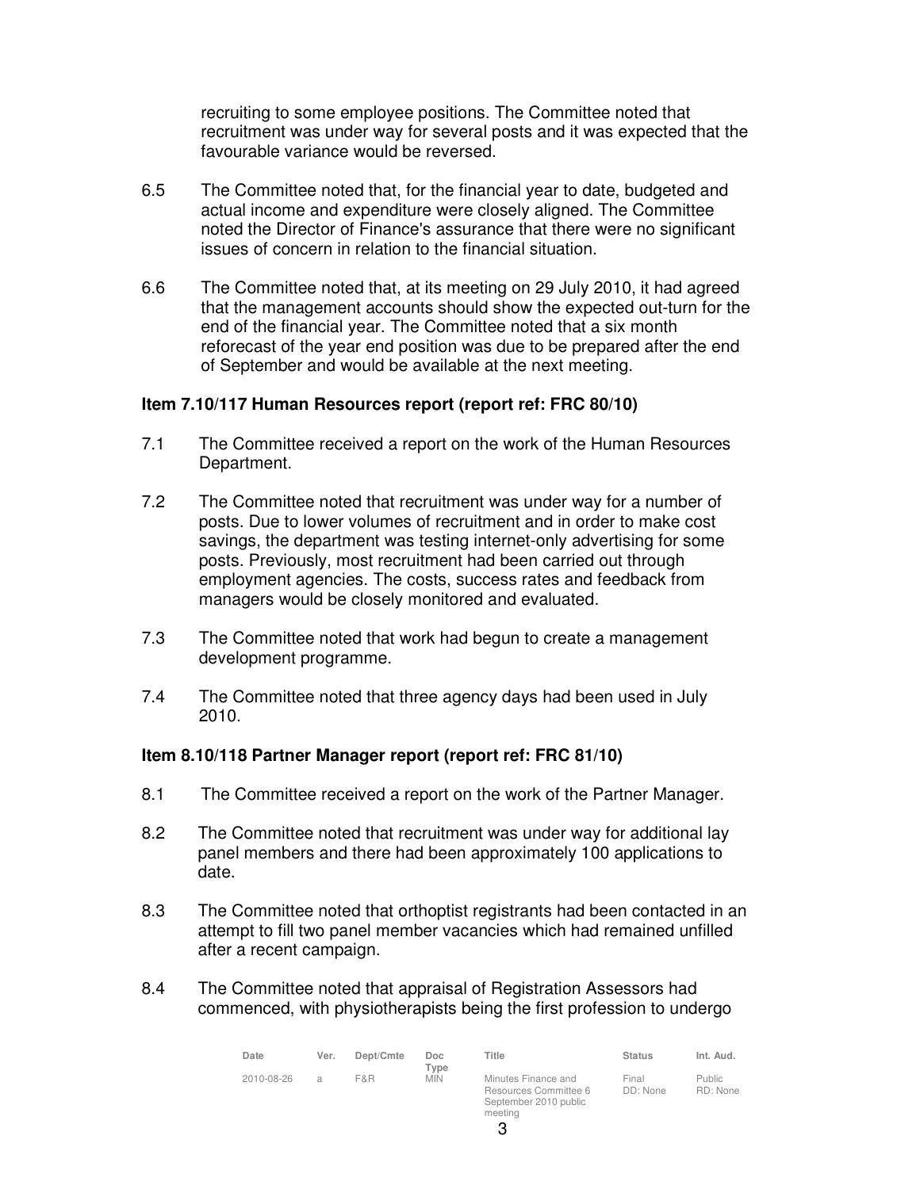recruiting to some employee positions. The Committee noted that recruitment was under way for several posts and it was expected that the favourable variance would be reversed.

6.5 The Committee noted that, for the financial year to date, budgeted and actual income and expenditure were closely aligned. The Committee noted the Director of Finance's assurance that there were no significant issues of concern in relation to the financial situation.

6.6 The Committee noted that, at its meeting on 29 July 2010, it had agreed that the management accounts should show the expected out-turn for the end of the financial year. The Committee noted that a six month reforecast of the year end position was due to be prepared after the end of September and would be available at the next meeting.

**Item 7.10/117 Human Resources report (report ref: FRC 80/10)**

7.1 The Committee received a report on the work of the Human Resources Department.

7.2 The Committee noted that recruitment was under way for a number of posts. Due to lower volumes of recruitment and in order to make cost savings, the department was testing internet-only advertising for some posts. Previously, most recruitment had been carried out through employment agencies. The costs, success rates and feedback from managers would be closely monitored and evaluated.

7.3 The Committee noted that work had begun to create a management development programme.

7.4 The Committee noted that three agency days had been used in July 2010.

**Item 8.10/118 Partner Manager report (report ref: FRC 81/10)**

8.1 The Committee received a report on the work of the Partner Manager.

8.2 The Committee noted that recruitment was under way for additional lay panel members and there had been approximately 100 applications to date.

8.3 The Committee noted that orthoptist registrants had been contacted in an attempt to fill two panel member vacancies which had remained unfilled after a recent campaign.

8.4 The Committee noted that appraisal of Registration Assessors had commenced, with physiotherapists being the first profession to undergo

| Date | Ver. | Dept/Cmte | Doc Type | Title | Status | Int. Aud. |
|---|---|---|---|---|---|---|
| 2010-08-26 | a | F&R | MIN | Minutes Finance and Resources Committee 6 September 2010 public meeting | Final DD: None | Public RD: None |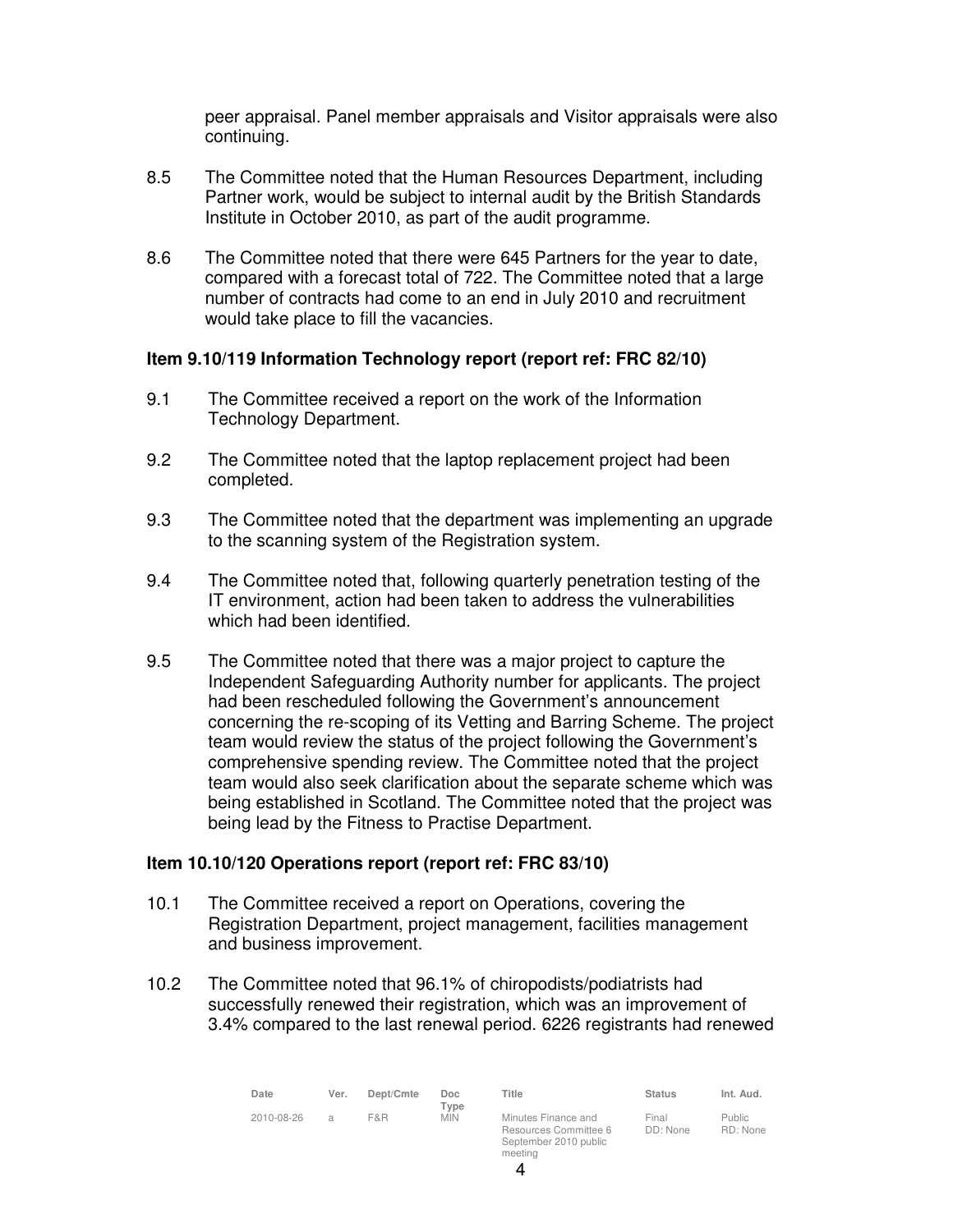peer appraisal. Panel member appraisals and Visitor appraisals were also continuing.

8.5 The Committee noted that the Human Resources Department, including Partner work, would be subject to internal audit by the British Standards Institute in October 2010, as part of the audit programme.

8.6 The Committee noted that there were 645 Partners for the year to date, compared with a forecast total of 722. The Committee noted that a large number of contracts had come to an end in July 2010 and recruitment would take place to fill the vacancies.

**Item 9.10/119 Information Technology report (report ref: FRC 82/10)**

9.1 The Committee received a report on the work of the Information Technology Department.

9.2 The Committee noted that the laptop replacement project had been completed.

9.3 The Committee noted that the department was implementing an upgrade to the scanning system of the Registration system.

9.4 The Committee noted that, following quarterly penetration testing of the IT environment, action had been taken to address the vulnerabilities which had been identified.

9.5 The Committee noted that there was a major project to capture the Independent Safeguarding Authority number for applicants. The project had been rescheduled following the Government's announcement concerning the re-scoping of its Vetting and Barring Scheme. The project team would review the status of the project following the Government's comprehensive spending review. The Committee noted that the project team would also seek clarification about the separate scheme which was being established in Scotland. The Committee noted that the project was being lead by the Fitness to Practise Department.

**Item 10.10/120 Operations report (report ref: FRC 83/10)**

10.1 The Committee received a report on Operations, covering the Registration Department, project management, facilities management and business improvement.

10.2 The Committee noted that 96.1% of chiropodists/podiatrists had successfully renewed their registration, which was an improvement of 3.4% compared to the last renewal period. 6226 registrants had renewed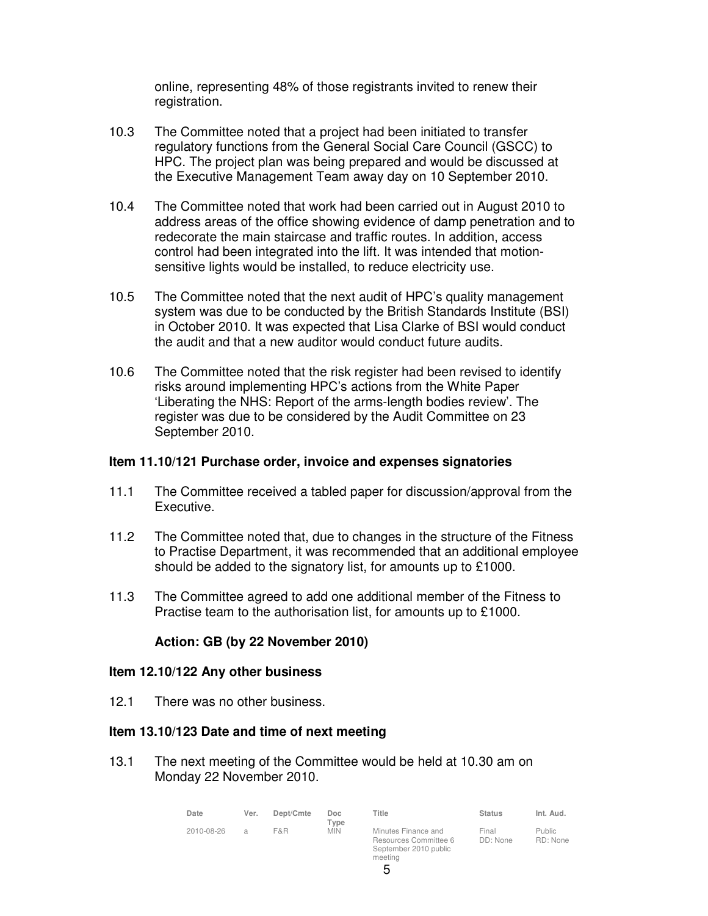online, representing 48% of those registrants invited to renew their registration.

10.3 The Committee noted that a project had been initiated to transfer regulatory functions from the General Social Care Council (GSCC) to HPC. The project plan was being prepared and would be discussed at the Executive Management Team away day on 10 September 2010.

10.4 The Committee noted that work had been carried out in August 2010 to address areas of the office showing evidence of damp penetration and to redecorate the main staircase and traffic routes. In addition, access control had been integrated into the lift. It was intended that motion-sensitive lights would be installed, to reduce electricity use.

10.5 The Committee noted that the next audit of HPC's quality management system was due to be conducted by the British Standards Institute (BSI) in October 2010. It was expected that Lisa Clarke of BSI would conduct the audit and that a new auditor would conduct future audits.

10.6 The Committee noted that the risk register had been revised to identify risks around implementing HPC's actions from the White Paper 'Liberating the NHS: Report of the arms-length bodies review'. The register was due to be considered by the Audit Committee on 23 September 2010.

### Item 11.10/121 Purchase order, invoice and expenses signatories

11.1 The Committee received a tabled paper for discussion/approval from the Executive.

11.2 The Committee noted that, due to changes in the structure of the Fitness to Practise Department, it was recommended that an additional employee should be added to the signatory list, for amounts up to £1000.

11.3 The Committee agreed to add one additional member of the Fitness to Practise team to the authorisation list, for amounts up to £1000.

**Action: GB (by 22 November 2010)**

### Item 12.10/122 Any other business

12.1 There was no other business.

### Item 13.10/123 Date and time of next meeting

13.1 The next meeting of the Committee would be held at 10.30 am on Monday 22 November 2010.

| Date | Ver. | Dept/Cmte | Doc Type | Title | Status | Int. Aud. |
|---|---|---|---|---|---|---|
| 2010-08-26 | a | F&R | MIN | Minutes Finance and Resources Committee 6 September 2010 public meeting | Final DD: None | Public RD: None |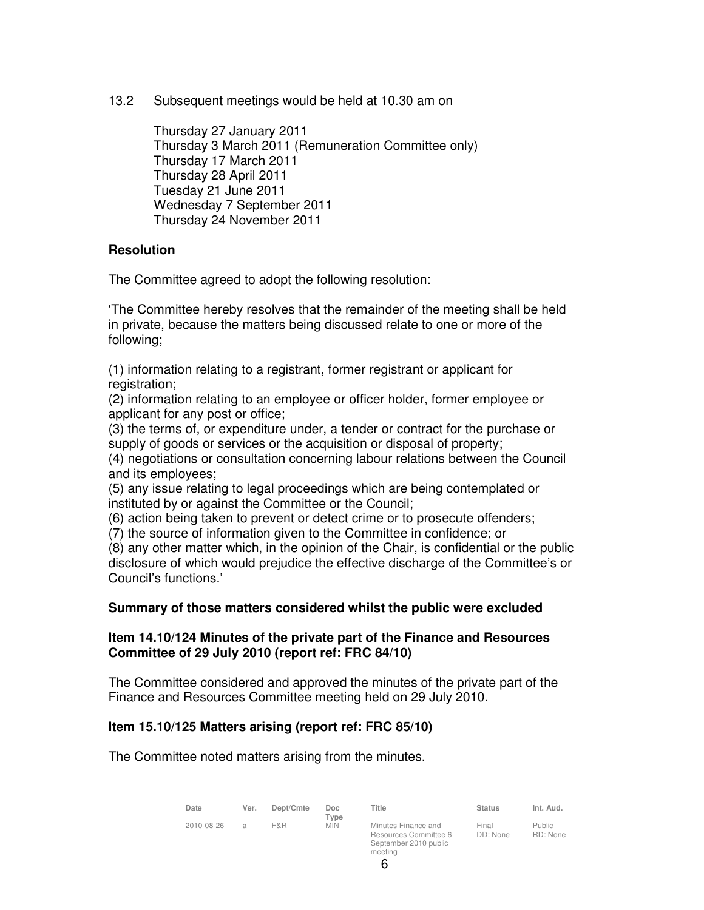13.2 Subsequent meetings would be held at 10.30 am on

Thursday 27 January 2011
Thursday 3 March 2011 (Remuneration Committee only)
Thursday 17 March 2011
Thursday 28 April 2011
Tuesday 21 June 2011
Wednesday 7 September 2011
Thursday 24 November 2011

**Resolution**

The Committee agreed to adopt the following resolution:

'The Committee hereby resolves that the remainder of the meeting shall be held in private, because the matters being discussed relate to one or more of the following;

(1) information relating to a registrant, former registrant or applicant for registration;
(2) information relating to an employee or officer holder, former employee or applicant for any post or office;
(3) the terms of, or expenditure under, a tender or contract for the purchase or supply of goods or services or the acquisition or disposal of property;
(4) negotiations or consultation concerning labour relations between the Council and its employees;
(5) any issue relating to legal proceedings which are being contemplated or instituted by or against the Committee or the Council;
(6) action being taken to prevent or detect crime or to prosecute offenders;
(7) the source of information given to the Committee in confidence; or
(8) any other matter which, in the opinion of the Chair, is confidential or the public disclosure of which would prejudice the effective discharge of the Committee's or Council's functions.'

**Summary of those matters considered whilst the public were excluded**

**Item 14.10/124 Minutes of the private part of the Finance and Resources Committee of 29 July 2010 (report ref: FRC 84/10)**

The Committee considered and approved the minutes of the private part of the Finance and Resources Committee meeting held on 29 July 2010.

**Item 15.10/125 Matters arising (report ref: FRC 85/10)**

The Committee noted matters arising from the minutes.

| Date | Ver. | Dept/Cmte | Doc Type | Title | Status | Int. Aud. |
|---|---|---|---|---|---|---|
| 2010-08-26 | a | F&R | MIN | Minutes Finance and Resources Committee 6 September 2010 public meeting | Final DD: None | Public RD: None |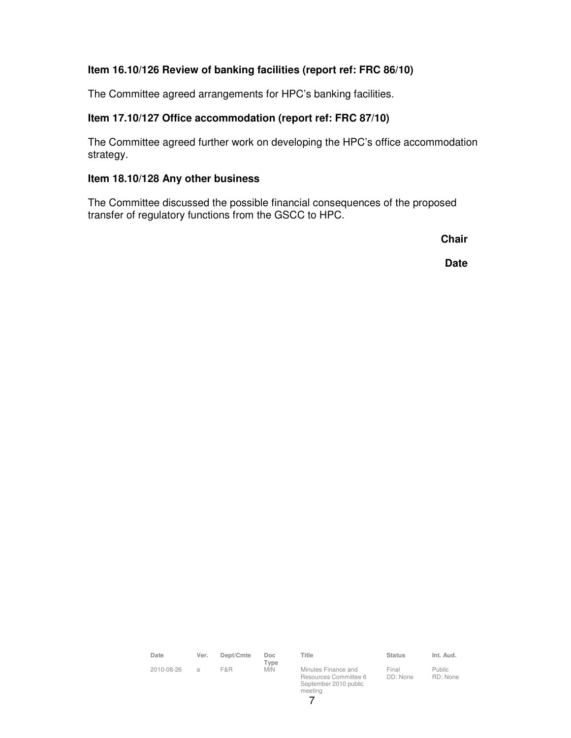**Item 16.10/126 Review of banking facilities (report ref: FRC 86/10)**

The Committee agreed arrangements for HPC's banking facilities.

**Item 17.10/127 Office accommodation (report ref: FRC 87/10)**

The Committee agreed further work on developing the HPC's office accommodation strategy.

**Item 18.10/128 Any other business**

The Committee discussed the possible financial consequences of the proposed transfer of regulatory functions from the GSCC to HPC.

**Chair**

**Date**